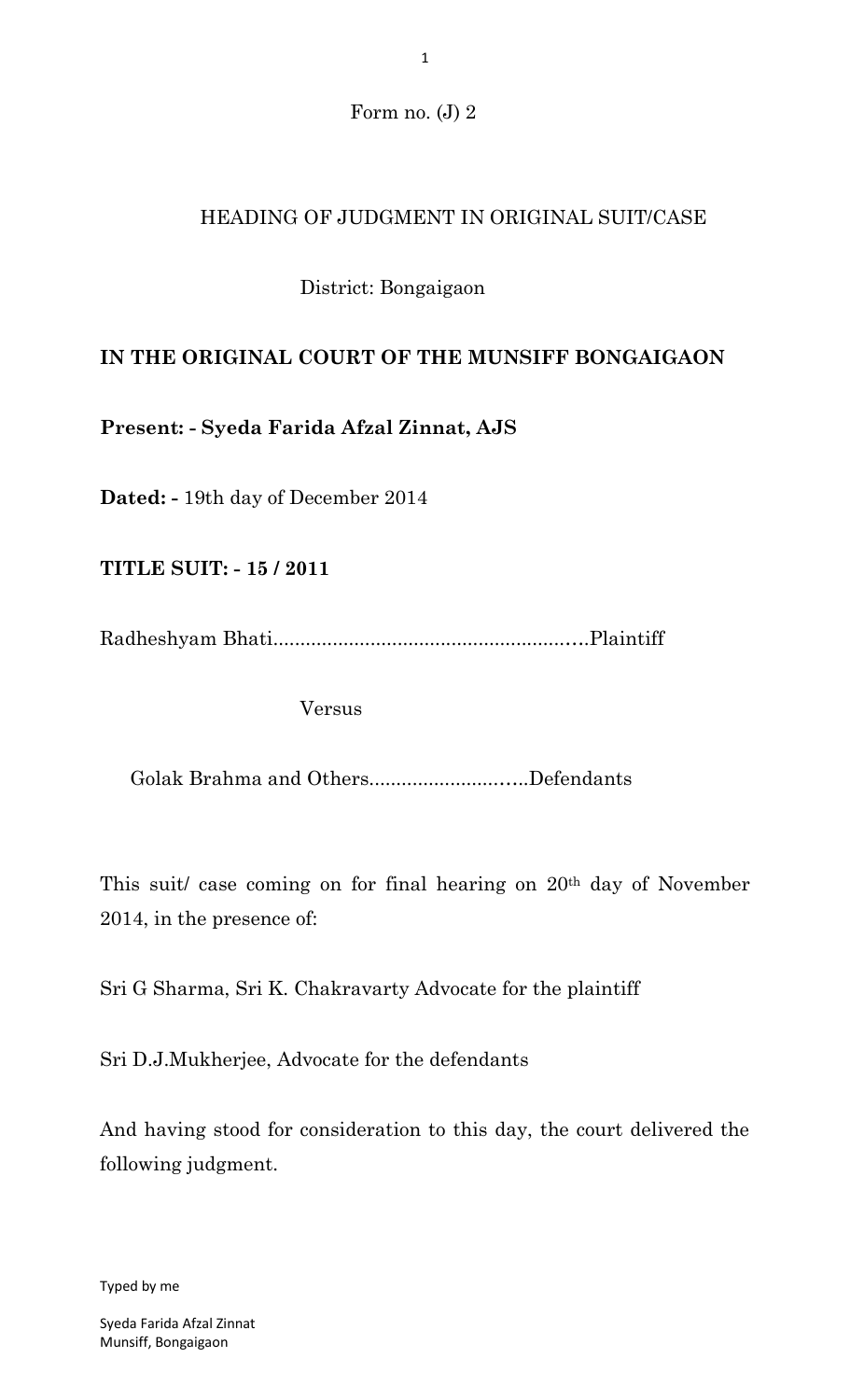Form no. (J) 2

HEADING OF JUDGMENT IN ORIGINAL SUIT/CASE

District: Bongaigaon

**IN THE ORIGINAL COURT OF THE MUNSIFF BONGAIGAON**

**Present: - Syeda Farida Afzal Zinnat, AJS**

**Dated: -** 19th day of December 2014

**TITLE SUIT: - 15 / 2011**

Radheshyam Bhati..........................................................Plaintiff

Versus

Golak Brahma and Others..............................Defendants

This suit/ case coming on for final hearing on 20th day of November 2014, in the presence of:

Sri G Sharma, Sri K. Chakravarty Advocate for the plaintiff

Sri D.J.Mukherjee, Advocate for the defendants

And having stood for consideration to this day, the court delivered the following judgment.

Typed by me

Syeda Farida Afzal Zinnat
Munsiff, Bongaigaon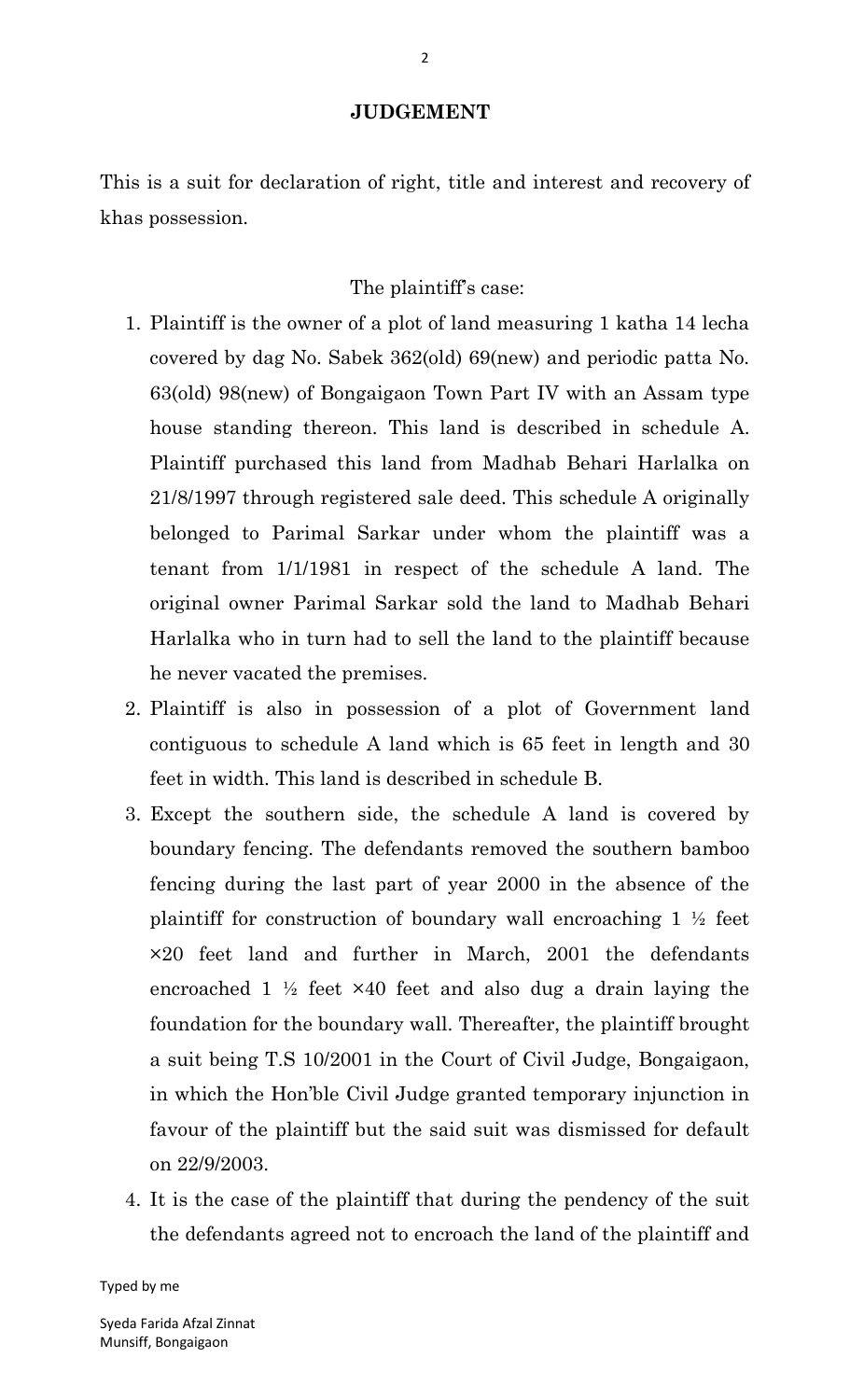**JUDGEMENT**

This is a suit for declaration of right, title and interest and recovery of khas possession.

The plaintiff's case:

1. Plaintiff is the owner of a plot of land measuring 1 katha 14 lecha covered by dag No. Sabek 362(old) 69(new) and periodic patta No. 63(old) 98(new) of Bongaigaon Town Part IV with an Assam type house standing thereon. This land is described in schedule A. Plaintiff purchased this land from Madhab Behari Harlalka on 21/8/1997 through registered sale deed. This schedule A originally belonged to Parimal Sarkar under whom the plaintiff was a tenant from 1/1/1981 in respect of the schedule A land. The original owner Parimal Sarkar sold the land to Madhab Behari Harlalka who in turn had to sell the land to the plaintiff because he never vacated the premises.
2. Plaintiff is also in possession of a plot of Government land contiguous to schedule A land which is 65 feet in length and 30 feet in width. This land is described in schedule B.
3. Except the southern side, the schedule A land is covered by boundary fencing. The defendants removed the southern bamboo fencing during the last part of year 2000 in the absence of the plaintiff for construction of boundary wall encroaching 1 ½ feet ×20 feet land and further in March, 2001 the defendants encroached 1 ½ feet ×40 feet and also dug a drain laying the foundation for the boundary wall. Thereafter, the plaintiff brought a suit being T.S 10/2001 in the Court of Civil Judge, Bongaigaon, in which the Hon'ble Civil Judge granted temporary injunction in favour of the plaintiff but the said suit was dismissed for default on 22/9/2003.
4. It is the case of the plaintiff that during the pendency of the suit the defendants agreed not to encroach the land of the plaintiff and

Typed by me

Syeda Farida Afzal Zinnat
Munsiff, Bongaigaon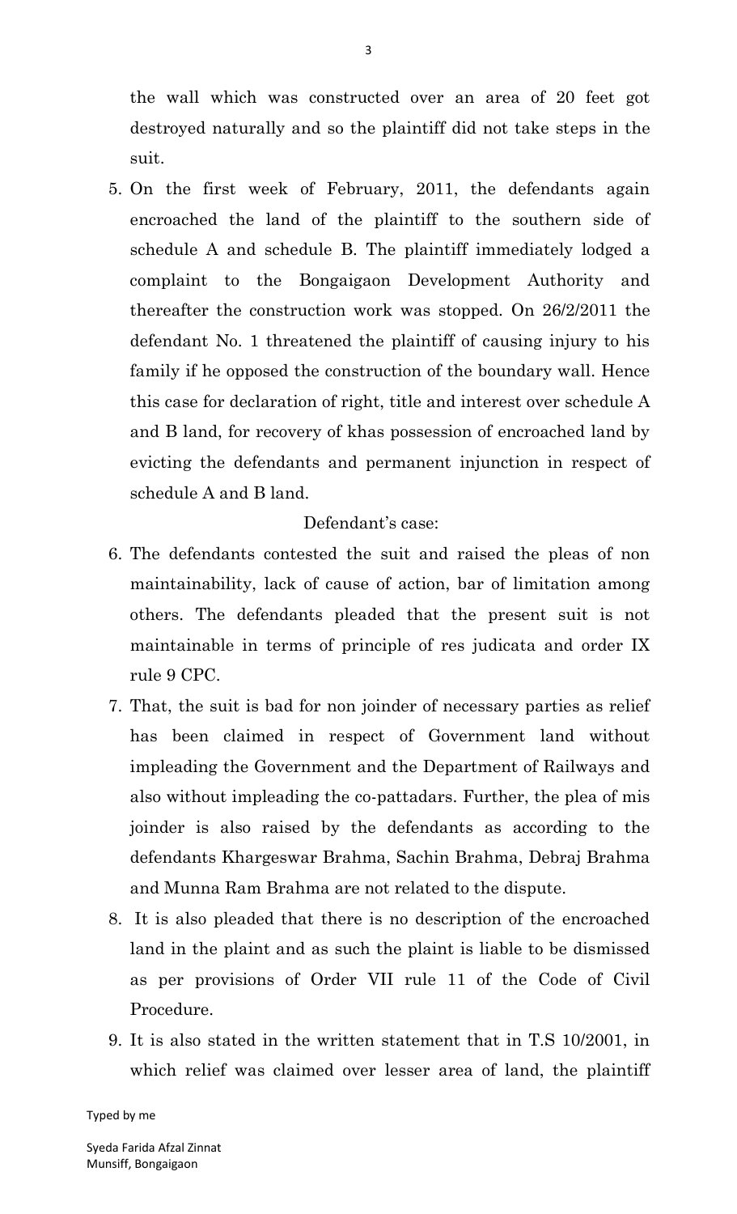the wall which was constructed over an area of 20 feet got destroyed naturally and so the plaintiff did not take steps in the suit.

5. On the first week of February, 2011, the defendants again encroached the land of the plaintiff to the southern side of schedule A and schedule B. The plaintiff immediately lodged a complaint to the Bongaigaon Development Authority and thereafter the construction work was stopped. On 26/2/2011 the defendant No. 1 threatened the plaintiff of causing injury to his family if he opposed the construction of the boundary wall. Hence this case for declaration of right, title and interest over schedule A and B land, for recovery of khas possession of encroached land by evicting the defendants and permanent injunction in respect of schedule A and B land.

Defendant's case:

6. The defendants contested the suit and raised the pleas of non maintainability, lack of cause of action, bar of limitation among others. The defendants pleaded that the present suit is not maintainable in terms of principle of res judicata and order IX rule 9 CPC.

7. That, the suit is bad for non joinder of necessary parties as relief has been claimed in respect of Government land without impleading the Government and the Department of Railways and also without impleading the co-pattadars. Further, the plea of mis joinder is also raised by the defendants as according to the defendants Khargeswar Brahma, Sachin Brahma, Debraj Brahma and Munna Ram Brahma are not related to the dispute.

8. It is also pleaded that there is no description of the encroached land in the plaint and as such the plaint is liable to be dismissed as per provisions of Order VII rule 11 of the Code of Civil Procedure.

9. It is also stated in the written statement that in T.S 10/2001, in which relief was claimed over lesser area of land, the plaintiff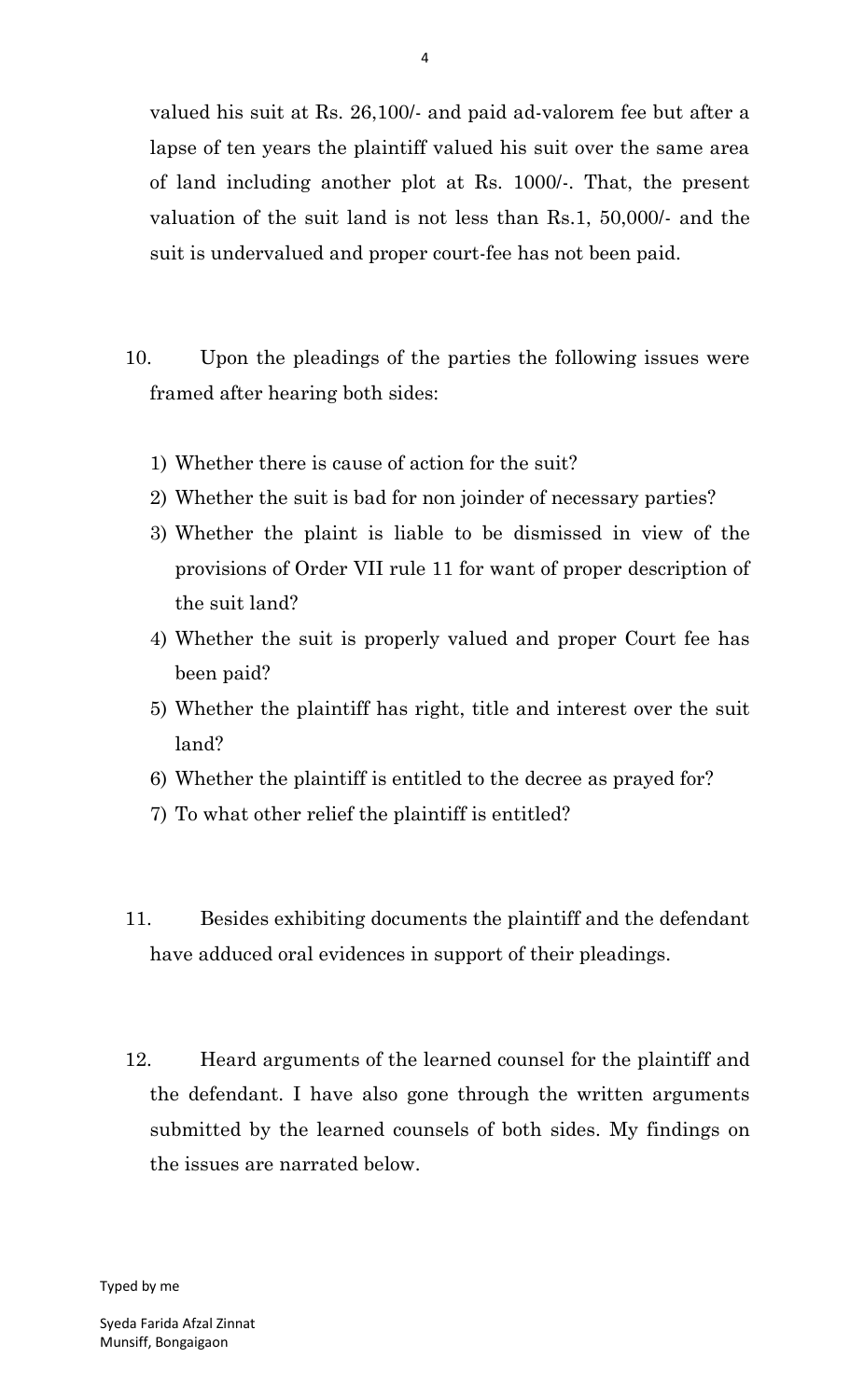valued his suit at Rs. 26,100/- and paid ad-valorem fee but after a lapse of ten years the plaintiff valued his suit over the same area of land including another plot at Rs. 1000/-. That, the present valuation of the suit land is not less than Rs.1, 50,000/- and the suit is undervalued and proper court-fee has not been paid.

10. Upon the pleadings of the parties the following issues were framed after hearing both sides:

1) Whether there is cause of action for the suit?
2) Whether the suit is bad for non joinder of necessary parties?
3) Whether the plaint is liable to be dismissed in view of the provisions of Order VII rule 11 for want of proper description of the suit land?
4) Whether the suit is properly valued and proper Court fee has been paid?
5) Whether the plaintiff has right, title and interest over the suit land?
6) Whether the plaintiff is entitled to the decree as prayed for?
7) To what other relief the plaintiff is entitled?

11. Besides exhibiting documents the plaintiff and the defendant have adduced oral evidences in support of their pleadings.

12. Heard arguments of the learned counsel for the plaintiff and the defendant. I have also gone through the written arguments submitted by the learned counsels of both sides. My findings on the issues are narrated below.

Typed by me

Syeda Farida Afzal Zinnat
Munsiff, Bongaigaon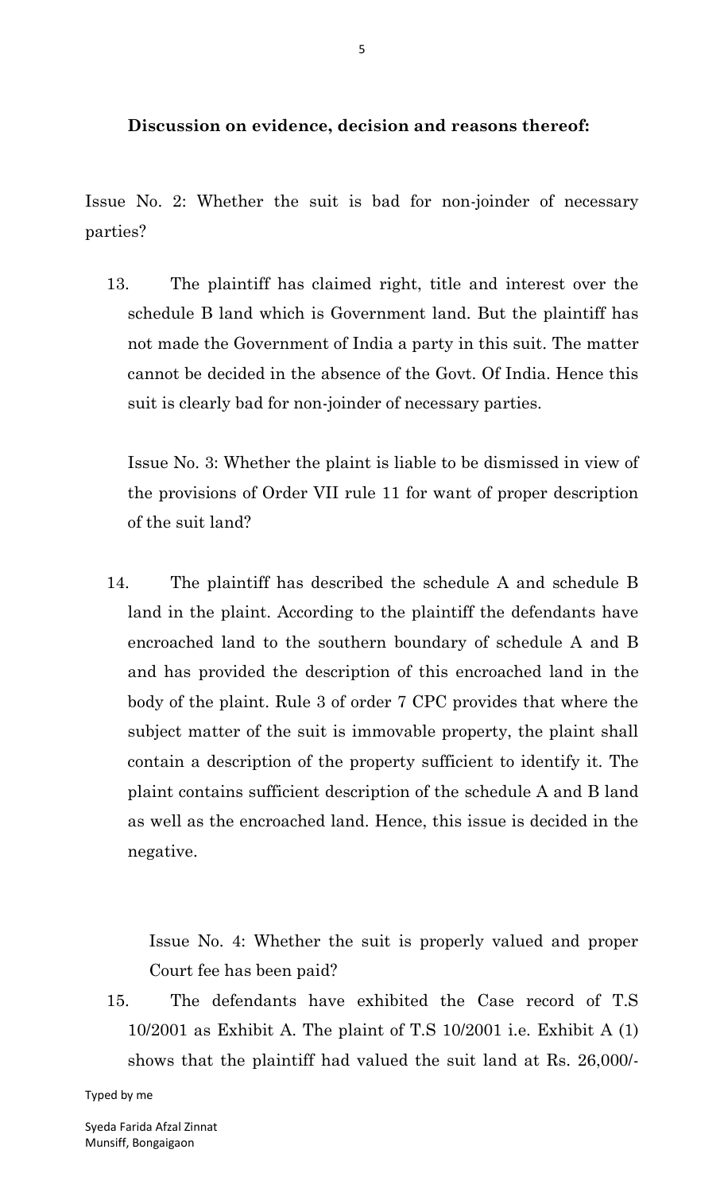**Discussion on evidence, decision and reasons thereof:**

Issue No. 2: Whether the suit is bad for non-joinder of necessary parties?

13. The plaintiff has claimed right, title and interest over the schedule B land which is Government land. But the plaintiff has not made the Government of India a party in this suit. The matter cannot be decided in the absence of the Govt. Of India. Hence this suit is clearly bad for non-joinder of necessary parties.

Issue No. 3: Whether the plaint is liable to be dismissed in view of the provisions of Order VII rule 11 for want of proper description of the suit land?

14. The plaintiff has described the schedule A and schedule B land in the plaint. According to the plaintiff the defendants have encroached land to the southern boundary of schedule A and B and has provided the description of this encroached land in the body of the plaint. Rule 3 of order 7 CPC provides that where the subject matter of the suit is immovable property, the plaint shall contain a description of the property sufficient to identify it. The plaint contains sufficient description of the schedule A and B land as well as the encroached land. Hence, this issue is decided in the negative.

Issue No. 4: Whether the suit is properly valued and proper Court fee has been paid?

15. The defendants have exhibited the Case record of T.S 10/2001 as Exhibit A. The plaint of T.S 10/2001 i.e. Exhibit A (1) shows that the plaintiff had valued the suit land at Rs. 26,000/-

Typed by me

Syeda Farida Afzal Zinnat
Munsiff, Bongaigaon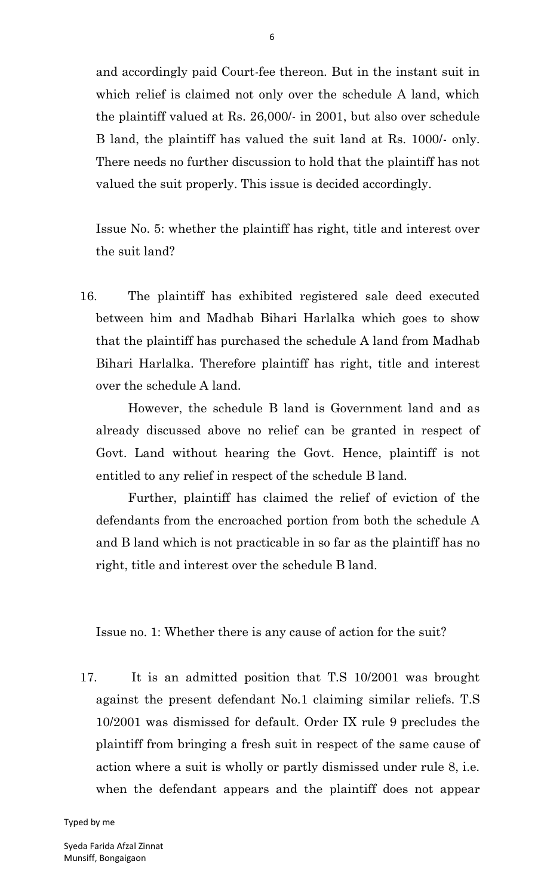and accordingly paid Court-fee thereon. But in the instant suit in which relief is claimed not only over the schedule A land, which the plaintiff valued at Rs. 26,000/- in 2001, but also over schedule B land, the plaintiff has valued the suit land at Rs. 1000/- only. There needs no further discussion to hold that the plaintiff has not valued the suit properly. This issue is decided accordingly.

Issue No. 5: whether the plaintiff has right, title and interest over the suit land?

16. The plaintiff has exhibited registered sale deed executed between him and Madhab Bihari Harlalka which goes to show that the plaintiff has purchased the schedule A land from Madhab Bihari Harlalka. Therefore plaintiff has right, title and interest over the schedule A land.

However, the schedule B land is Government land and as already discussed above no relief can be granted in respect of Govt. Land without hearing the Govt. Hence, plaintiff is not entitled to any relief in respect of the schedule B land.

Further, plaintiff has claimed the relief of eviction of the defendants from the encroached portion from both the schedule A and B land which is not practicable in so far as the plaintiff has no right, title and interest over the schedule B land.

Issue no. 1: Whether there is any cause of action for the suit?

17. It is an admitted position that T.S 10/2001 was brought against the present defendant No.1 claiming similar reliefs. T.S 10/2001 was dismissed for default. Order IX rule 9 precludes the plaintiff from bringing a fresh suit in respect of the same cause of action where a suit is wholly or partly dismissed under rule 8, i.e. when the defendant appears and the plaintiff does not appear

Typed by me

Syeda Farida Afzal Zinnat
Munsiff, Bongaigaon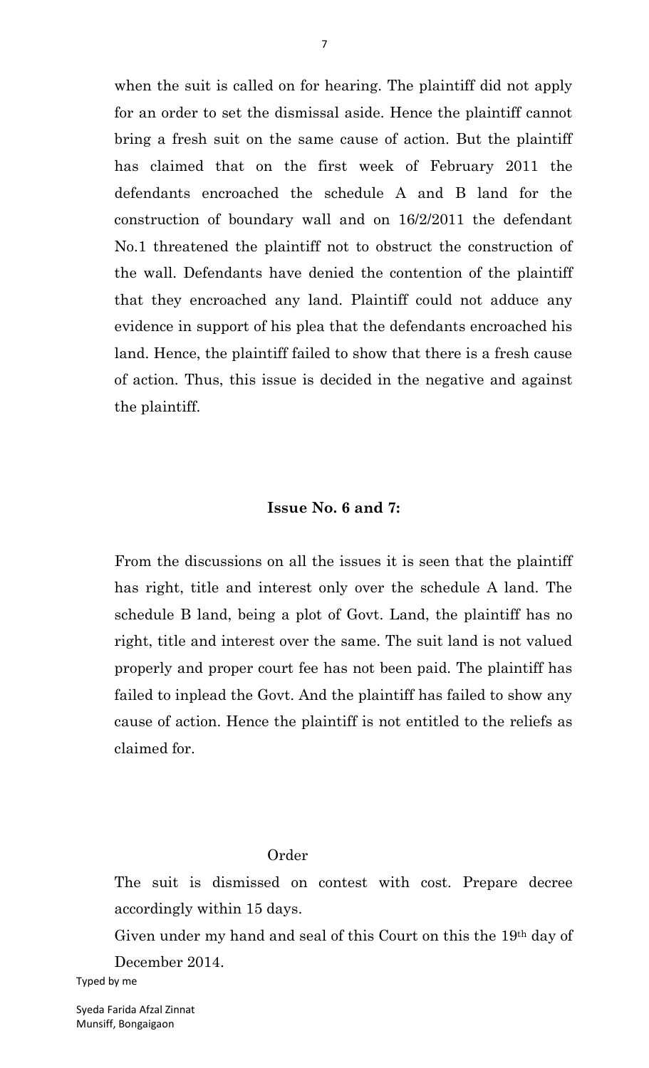when the suit is called on for hearing. The plaintiff did not apply for an order to set the dismissal aside. Hence the plaintiff cannot bring a fresh suit on the same cause of action. But the plaintiff has claimed that on the first week of February 2011 the defendants encroached the schedule A and B land for the construction of boundary wall and on 16/2/2011 the defendant No.1 threatened the plaintiff not to obstruct the construction of the wall. Defendants have denied the contention of the plaintiff that they encroached any land. Plaintiff could not adduce any evidence in support of his plea that the defendants encroached his land. Hence, the plaintiff failed to show that there is a fresh cause of action. Thus, this issue is decided in the negative and against the plaintiff.

**Issue No. 6 and 7:**

From the discussions on all the issues it is seen that the plaintiff has right, title and interest only over the schedule A land. The schedule B land, being a plot of Govt. Land, the plaintiff has no right, title and interest over the same. The suit land is not valued properly and proper court fee has not been paid. The plaintiff has failed to inplead the Govt. And the plaintiff has failed to show any cause of action. Hence the plaintiff is not entitled to the reliefs as claimed for.

Order

The suit is dismissed on contest with cost. Prepare decree accordingly within 15 days.

Given under my hand and seal of this Court on this the 19th day of December 2014.

Typed by me

Syeda Farida Afzal Zinnat
Munsiff, Bongaigaon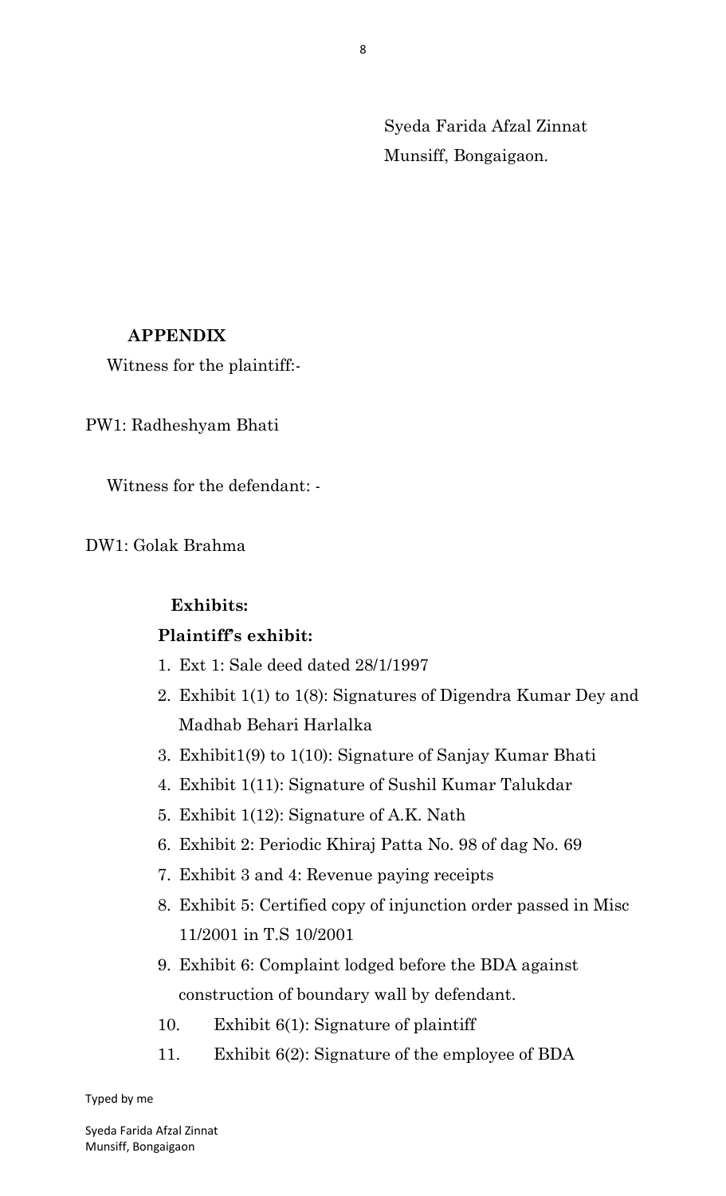Syeda Farida Afzal Zinnat
Munsiff, Bongaigaon.

**APPENDIX**

Witness for the plaintiff:-

PW1: Radheshyam Bhati

Witness for the defendant: -

DW1: Golak Brahma

**Exhibits:**

**Plaintiff's exhibit:**

1. Ext 1: Sale deed dated 28/1/1997
2. Exhibit 1(1) to 1(8): Signatures of Digendra Kumar Dey and Madhab Behari Harlalka
3. Exhibit1(9) to 1(10): Signature of Sanjay Kumar Bhati
4. Exhibit 1(11): Signature of Sushil Kumar Talukdar
5. Exhibit 1(12): Signature of A.K. Nath
6. Exhibit 2: Periodic Khiraj Patta No. 98 of dag No. 69
7. Exhibit 3 and 4: Revenue paying receipts
8. Exhibit 5: Certified copy of injunction order passed in Misc 11/2001 in T.S 10/2001
9. Exhibit 6: Complaint lodged before the BDA against construction of boundary wall by defendant.
10. Exhibit 6(1): Signature of plaintiff
11. Exhibit 6(2): Signature of the employee of BDA

Typed by me

Syeda Farida Afzal Zinnat
Munsiff, Bongaigaon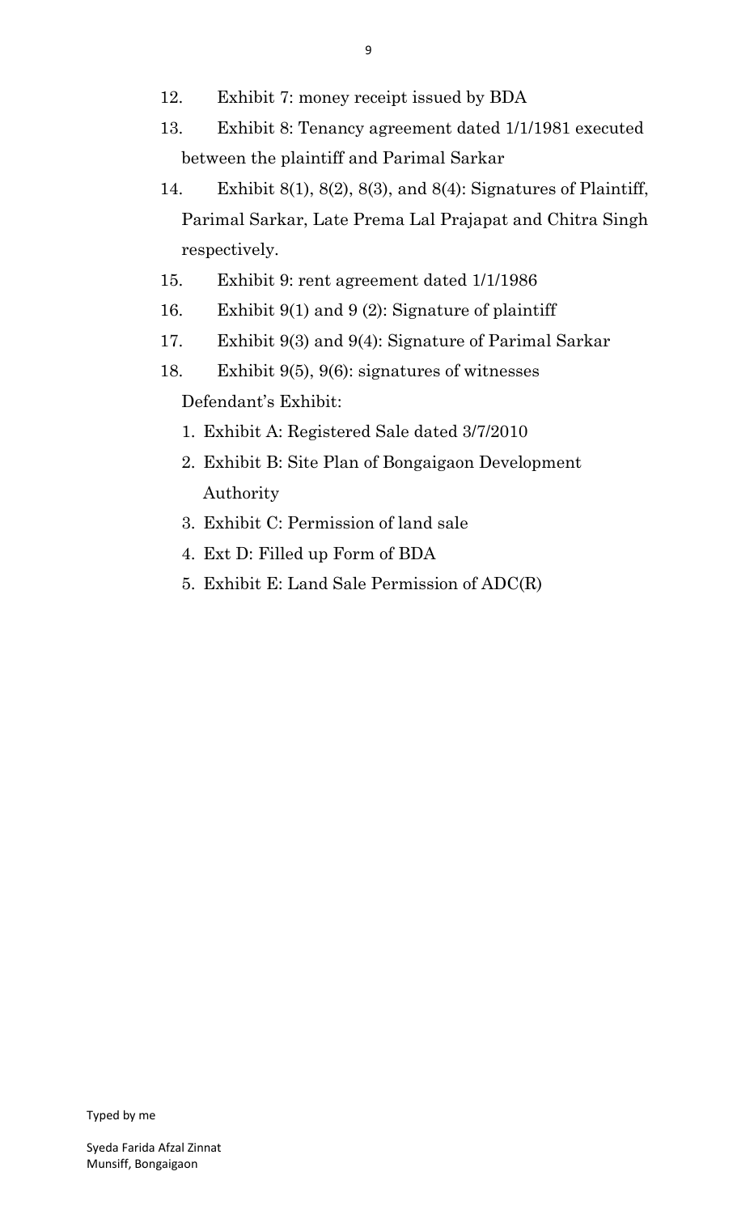12. Exhibit 7: money receipt issued by BDA
13. Exhibit 8: Tenancy agreement dated 1/1/1981 executed between the plaintiff and Parimal Sarkar
14. Exhibit 8(1), 8(2), 8(3), and 8(4): Signatures of Plaintiff, Parimal Sarkar, Late Prema Lal Prajapat and Chitra Singh respectively.
15. Exhibit 9: rent agreement dated 1/1/1986
16. Exhibit 9(1) and 9 (2): Signature of plaintiff
17. Exhibit 9(3) and 9(4): Signature of Parimal Sarkar
18. Exhibit 9(5), 9(6): signatures of witnesses

Defendant's Exhibit:

1. Exhibit A: Registered Sale dated 3/7/2010
2. Exhibit B: Site Plan of Bongaigaon Development Authority
3. Exhibit C: Permission of land sale
4. Ext D: Filled up Form of BDA
5. Exhibit E: Land Sale Permission of ADC(R)

Typed by me

Syeda Farida Afzal Zinnat
Munsiff, Bongaigaon